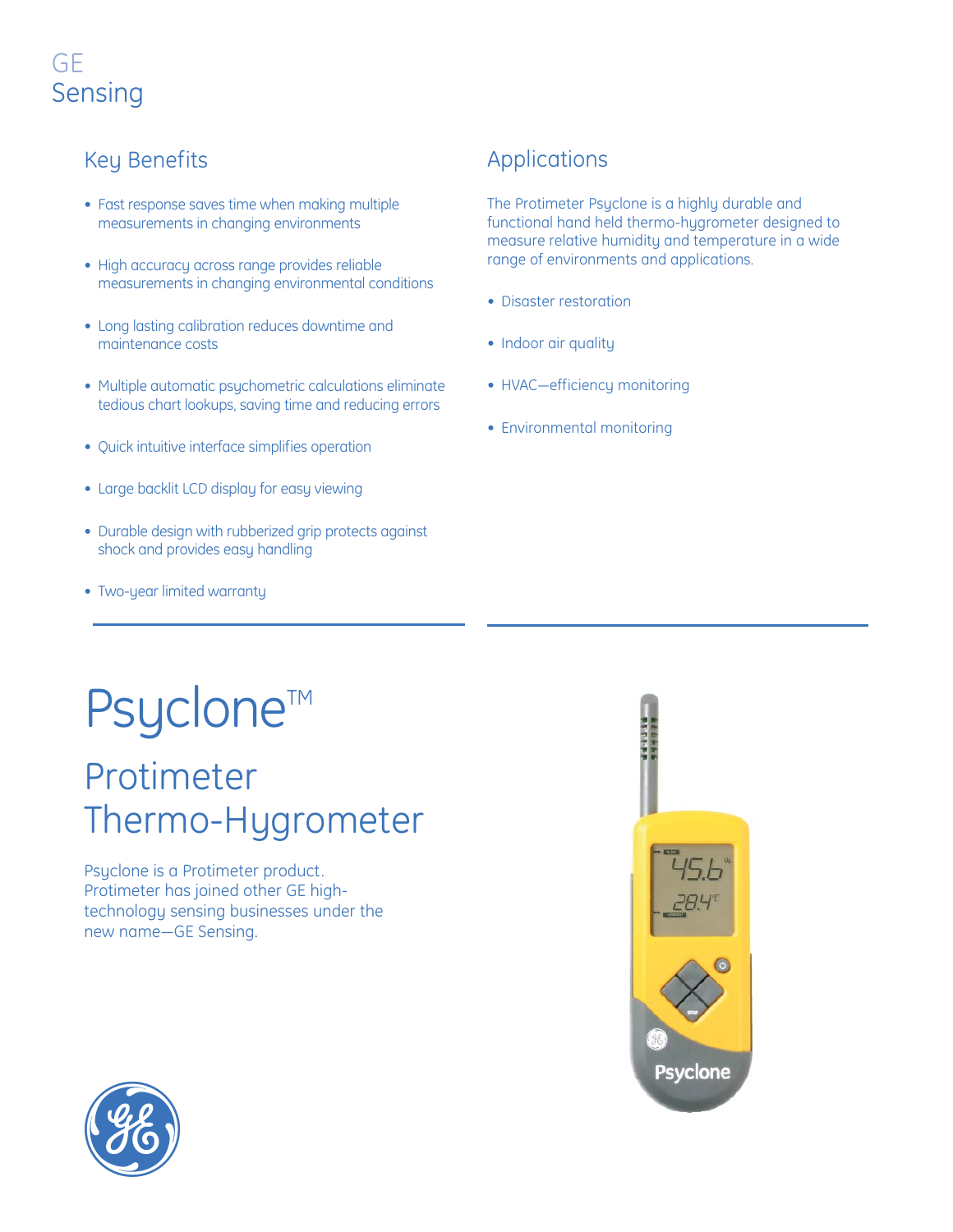GE
Sensing

## Key Benefits

- Fast response saves time when making multiple measurements in changing environments
- High accuracy across range provides reliable measurements in changing environmental conditions
- Long lasting calibration reduces downtime and maintenance costs
- Multiple automatic psychometric calculations eliminate tedious chart lookups, saving time and reducing errors
- Quick intuitive interface simplifies operation
- Large backlit LCD display for easy viewing
- Durable design with rubberized grip protects against shock and provides easy handling
- Two-year limited warranty

## Applications

The Protimeter Psyclone is a highly durable and functional hand held thermo-hygrometer designed to measure relative humidity and temperature in a wide range of environments and applications.

- Disaster restoration
- Indoor air quality
- HVAC—efficiency monitoring
- Environmental monitoring

# Psyclone™

## Protimeter Thermo-Hygrometer

Psyclone is a Protimeter product. Protimeter has joined other GE high-technology sensing businesses under the new name—GE Sensing.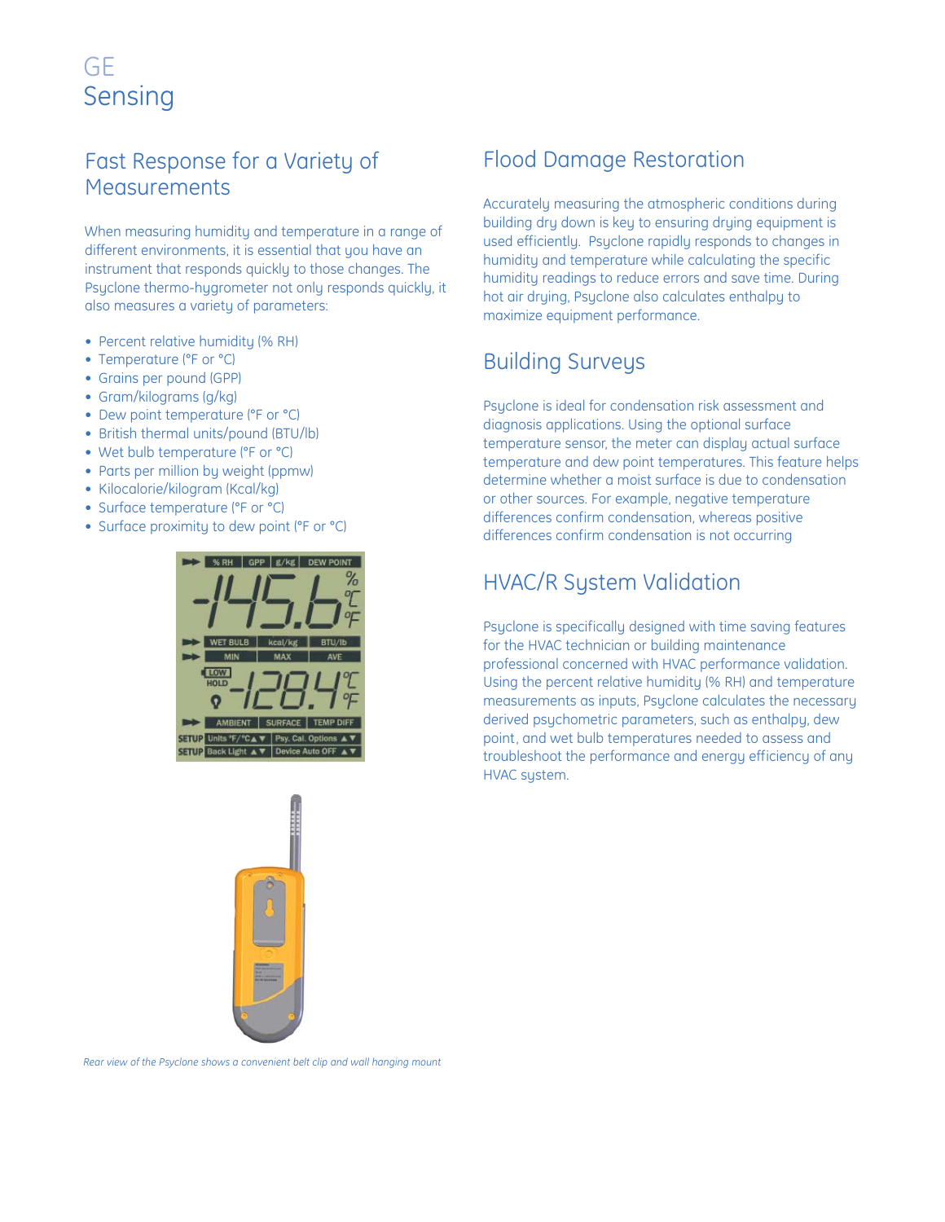# GE Sensing

## Fast Response for a Variety of Measurements

When measuring humidity and temperature in a range of different environments, it is essential that you have an instrument that responds quickly to those changes. The Psyclone thermo-hygrometer not only responds quickly, it also measures a variety of parameters:

- Percent relative humidity (% RH)
- Temperature (°F or °C)
- Grains per pound (GPP)
- Gram/kilograms (g/kg)
- Dew point temperature (°F or °C)
- British thermal units/pound (BTU/lb)
- Wet bulb temperature (°F or °C)
- Parts per million by weight (ppmw)
- Kilocalorie/kilogram (Kcal/kg)
- Surface temperature (°F or °C)
- Surface proximity to dew point (°F or °C)

*Rear view of the Psyclone shows a convenient belt clip and wall hanging mount*

## Flood Damage Restoration

Accurately measuring the atmospheric conditions during building dry down is key to ensuring drying equipment is used efficiently. Psyclone rapidly responds to changes in humidity and temperature while calculating the specific humidity readings to reduce errors and save time. During hot air drying, Psyclone also calculates enthalpy to maximize equipment performance.

## Building Surveys

Psyclone is ideal for condensation risk assessment and diagnosis applications. Using the optional surface temperature sensor, the meter can display actual surface temperature and dew point temperatures. This feature helps determine whether a moist surface is due to condensation or other sources. For example, negative temperature differences confirm condensation, whereas positive differences confirm condensation is not occurring

## HVAC/R System Validation

Psyclone is specifically designed with time saving features for the HVAC technician or building maintenance professional concerned with HVAC performance validation. Using the percent relative humidity (% RH) and temperature measurements as inputs, Psyclone calculates the necessary derived psychometric parameters, such as enthalpy, dew point, and wet bulb temperatures needed to assess and troubleshoot the performance and energy efficiency of any HVAC system.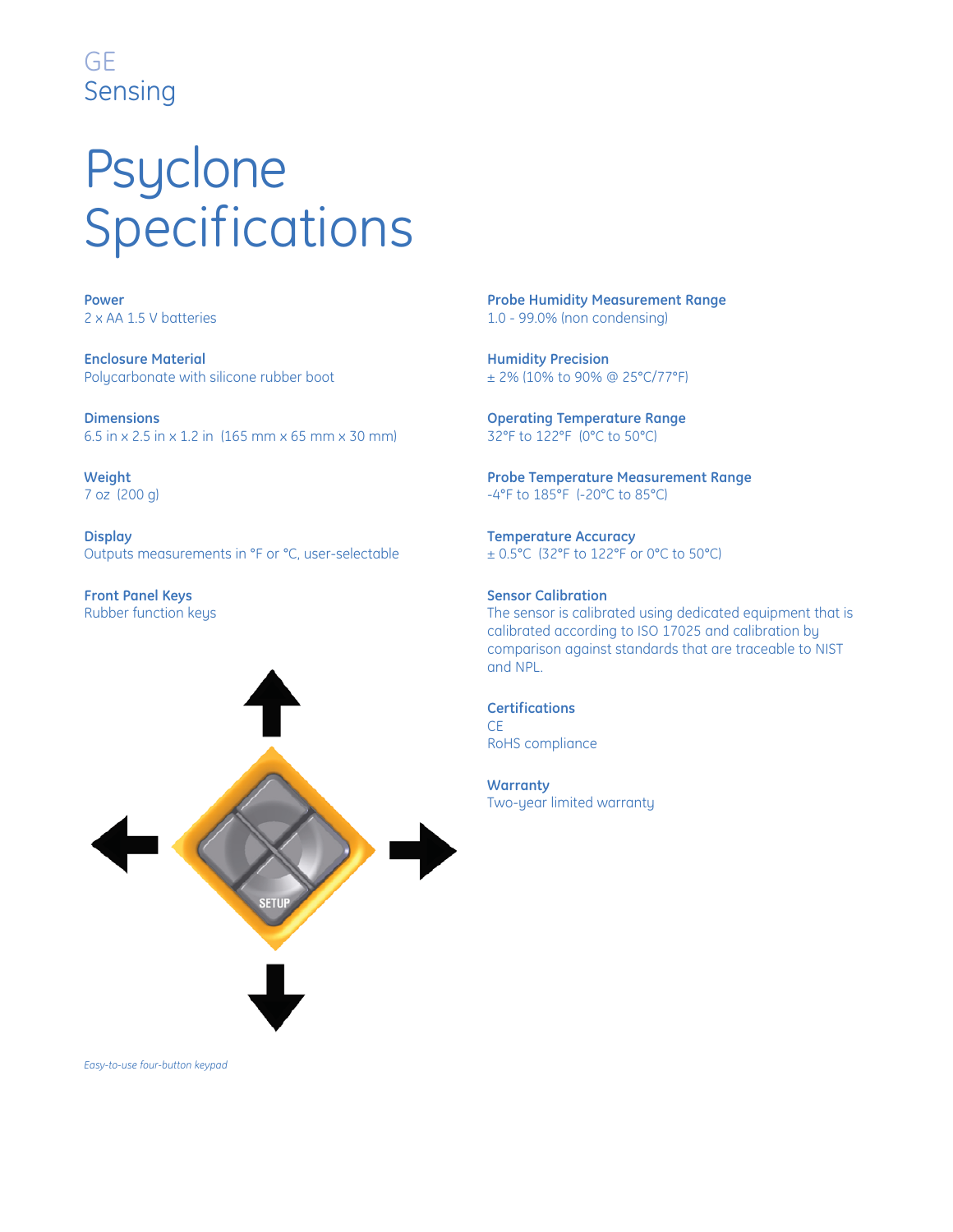GE
Sensing

# Psyclone Specifications

**Power**
2 x AA 1.5 V batteries

**Enclosure Material**
Polycarbonate with silicone rubber boot

**Dimensions**
6.5 in x 2.5 in x 1.2 in (165 mm x 65 mm x 30 mm)

**Weight**
7 oz (200 g)

**Display**
Outputs measurements in °F or °C, user-selectable

**Front Panel Keys**
Rubber function keys

SETUP

*Easy-to-use four-button keypad*

**Probe Humidity Measurement Range**
1.0 - 99.0% (non condensing)

**Humidity Precision**
± 2% (10% to 90% @ 25°C/77°F)

**Operating Temperature Range**
32°F to 122°F (0°C to 50°C)

**Probe Temperature Measurement Range**
-4°F to 185°F (-20°C to 85°C)

**Temperature Accuracy**
± 0.5°C (32°F to 122°F or 0°C to 50°C)

**Sensor Calibration**
The sensor is calibrated using dedicated equipment that is calibrated according to ISO 17025 and calibration by comparison against standards that are traceable to NIST and NPL.

**Certifications**
CE
RoHS compliance

**Warranty**
Two-year limited warranty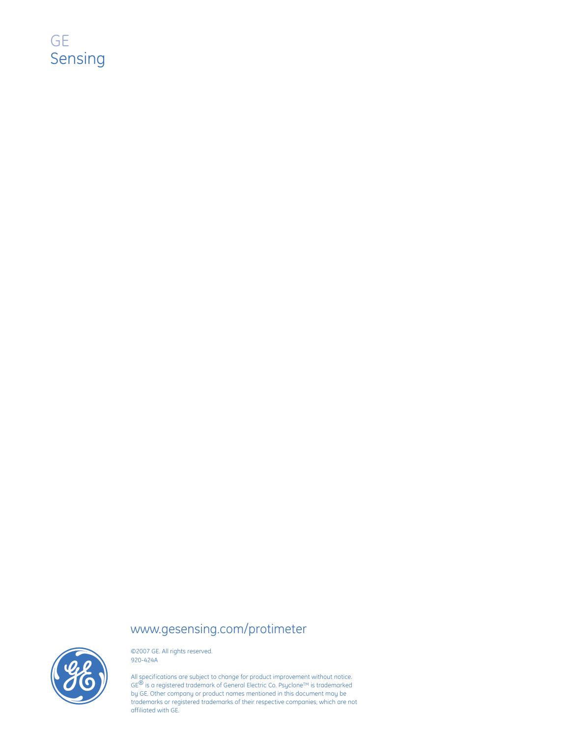GE
Sensing

www.gesensing.com/protimeter

©2007 GE. All rights reserved.
920-424A

All specifications are subject to change for product improvement without notice. GE® is a registered trademark of General Electric Co. Psyclone™ is trademarked by GE. Other company or product names mentioned in this document may be trademarks or registered trademarks of their respective companies, which are not affiliated with GE.